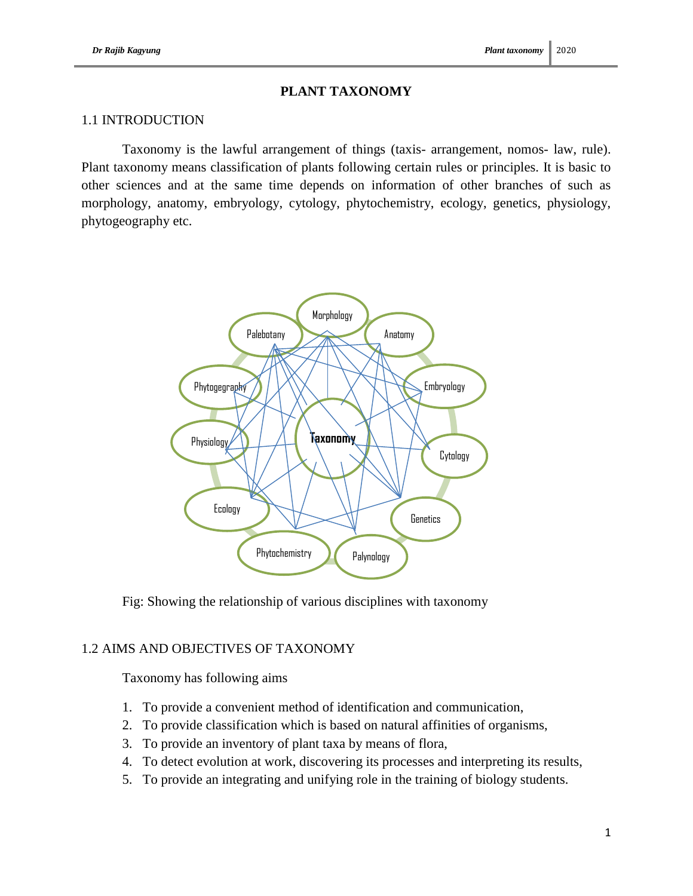# PLANT TAXONOMY

## 1.1 INTRODUCTION

Taxonomy is the lawful arrangement of things (taxis- arrangement, nomos- law, rule). Plant taxonomy means classification of plants following certain rules or principles. It is basic to other sciences and at the same time depends on information of other branches of such as morphology, anatomy, embryology, cytology, phytochemistry, ecology, genetics, physiology, phytogeography etc.

Fig: Showing the relationship of various disciplines with taxonomy

## 1.2 AIMS AND OBJECTIVES OF TAXONOMY

Taxonomy has following aims

1. To provide a convenient method of identification and communication,
2. To provide classification which is based on natural affinities of organisms,
3. To provide an inventory of plant taxa by means of flora,
4. To detect evolution at work, discovering its processes and interpreting its results,
5. To provide an integrating and unifying role in the training of biology students.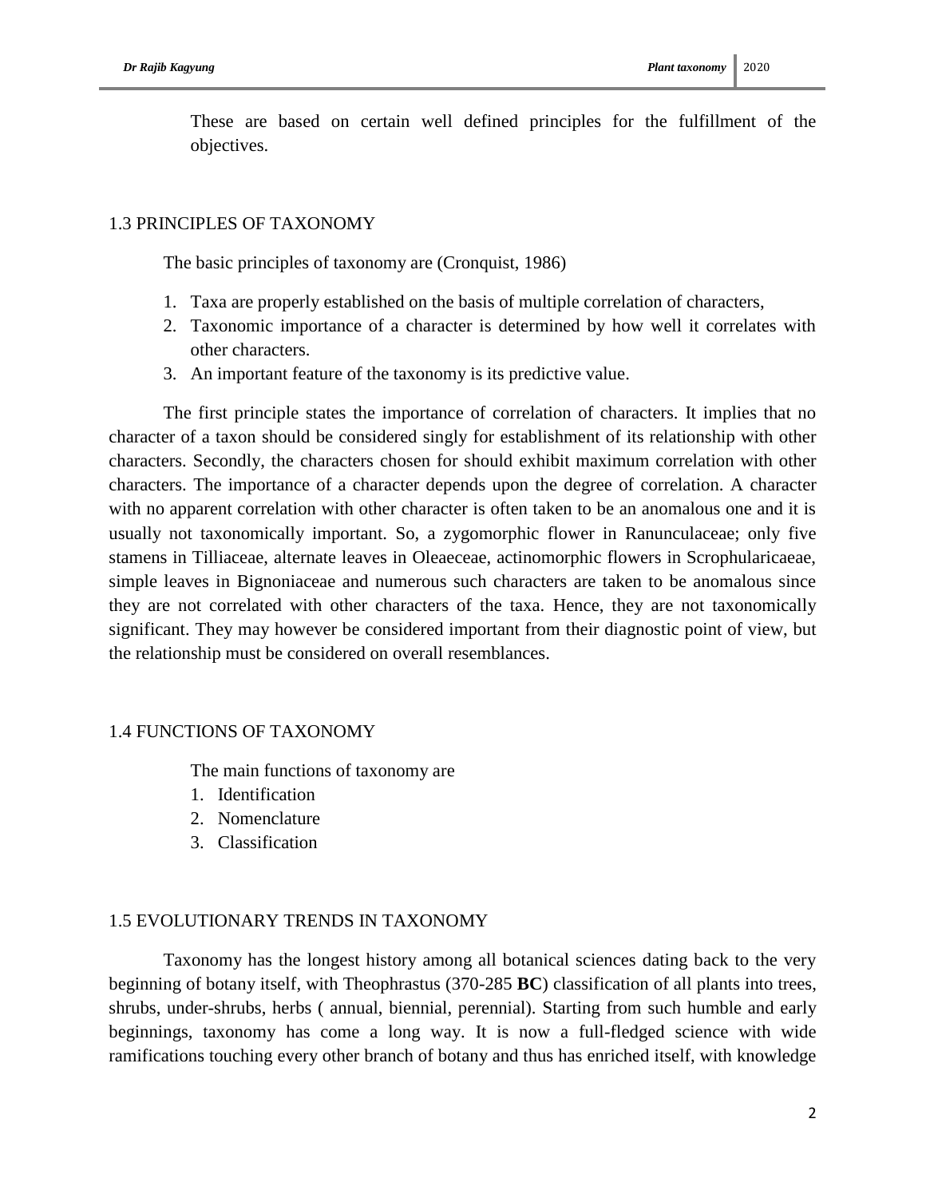These are based on certain well defined principles for the fulfillment of the objectives.

## 1.3 PRINCIPLES OF TAXONOMY

The basic principles of taxonomy are (Cronquist, 1986)

1. Taxa are properly established on the basis of multiple correlation of characters,
2. Taxonomic importance of a character is determined by how well it correlates with other characters.
3. An important feature of the taxonomy is its predictive value.

The first principle states the importance of correlation of characters. It implies that no character of a taxon should be considered singly for establishment of its relationship with other characters. Secondly, the characters chosen for should exhibit maximum correlation with other characters. The importance of a character depends upon the degree of correlation. A character with no apparent correlation with other character is often taken to be an anomalous one and it is usually not taxonomically important. So, a zygomorphic flower in Ranunculaceae; only five stamens in Tilliaceae, alternate leaves in Oleaeceae, actinomorphic flowers in Scrophularicaeae, simple leaves in Bignoniaceae and numerous such characters are taken to be anomalous since they are not correlated with other characters of the taxa. Hence, they are not taxonomically significant. They may however be considered important from their diagnostic point of view, but the relationship must be considered on overall resemblances.

## 1.4 FUNCTIONS OF TAXONOMY

The main functions of taxonomy are

1. Identification
2. Nomenclature
3. Classification

## 1.5 EVOLUTIONARY TRENDS IN TAXONOMY

Taxonomy has the longest history among all botanical sciences dating back to the very beginning of botany itself, with Theophrastus (370-285 **BC**) classification of all plants into trees, shrubs, under-shrubs, herbs ( annual, biennial, perennial). Starting from such humble and early beginnings, taxonomy has come a long way. It is now a full-fledged science with wide ramifications touching every other branch of botany and thus has enriched itself, with knowledge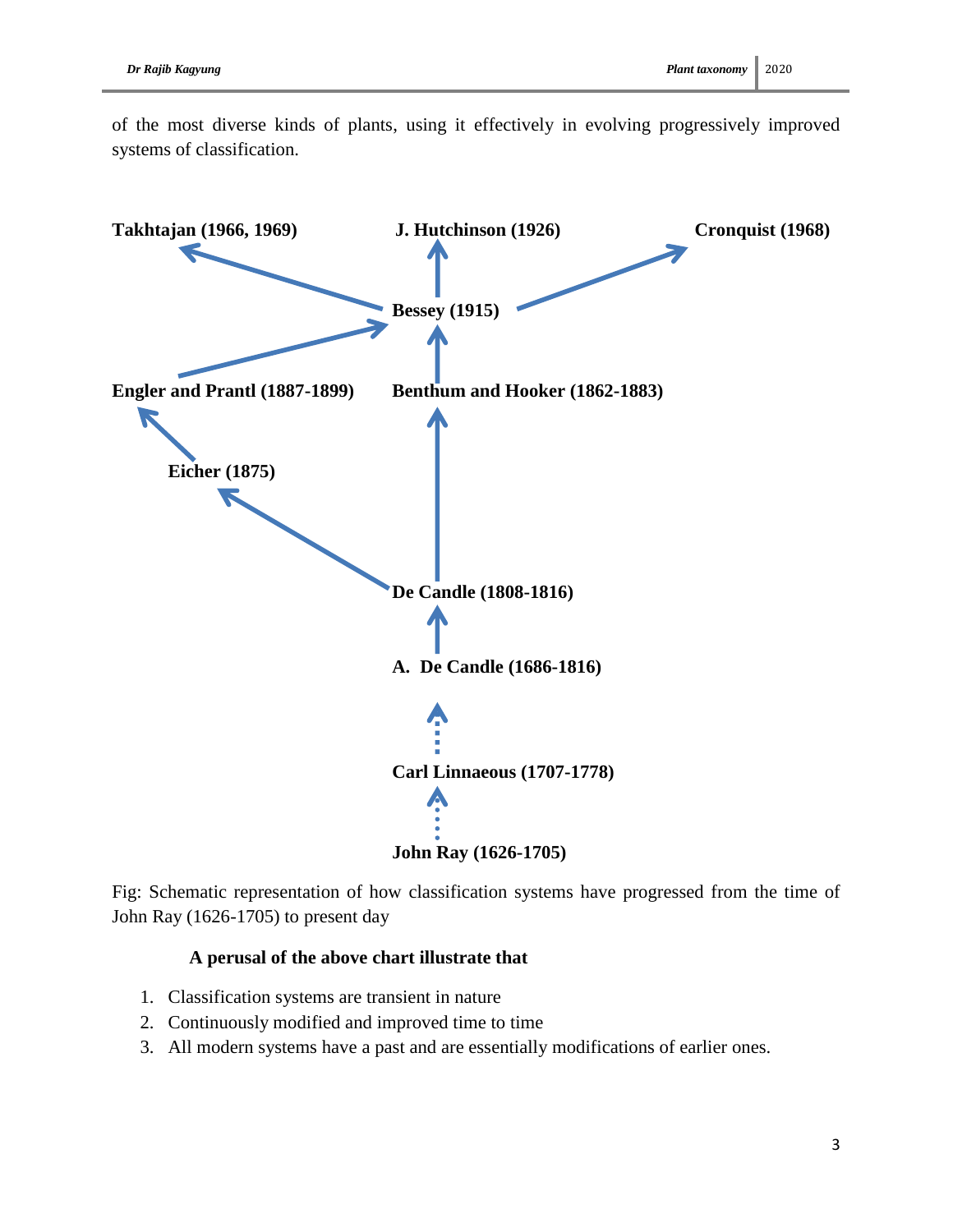of the most diverse kinds of plants, using it effectively in evolving progressively improved systems of classification.

**Takhtajan (1966, 1969)**

**J. Hutchinson (1926)**

**Cronquist (1968)**

**Bessey (1915)**

**Engler and Prantl (1887-1899)**

**Benthum and Hooker (1862-1883)**

**Eicher (1875)**

**De Candle (1808-1816)**

**A. De Candle (1686-1816)**

**Carl Linnaeous (1707-1778)**

**John Ray (1626-1705)**

Fig: Schematic representation of how classification systems have progressed from the time of John Ray (1626-1705) to present day

**A perusal of the above chart illustrate that**

1. Classification systems are transient in nature
2. Continuously modified and improved time to time
3. All modern systems have a past and are essentially modifications of earlier ones.